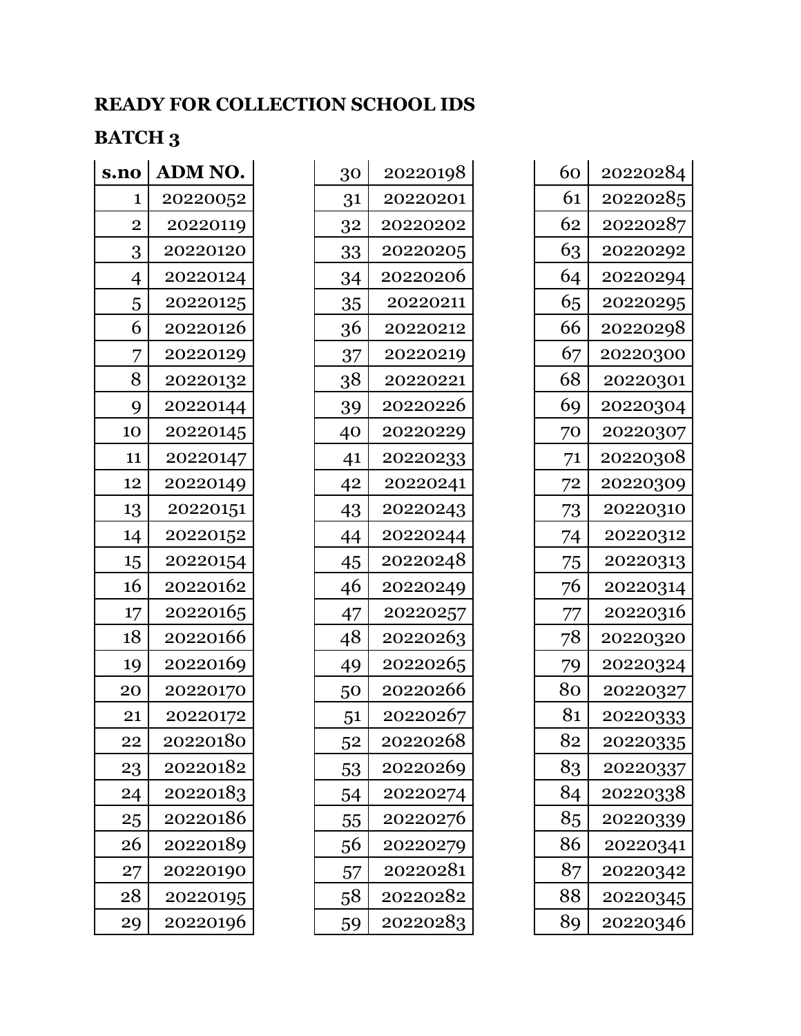**READY FOR COLLECTION SCHOOL IDS**

**BATCH 3**

| s.no | ADM NO. |
|---|---|
| 1 | 20220052 |
| 2 | 20220119 |
| 3 | 20220120 |
| 4 | 20220124 |
| 5 | 20220125 |
| 6 | 20220126 |
| 7 | 20220129 |
| 8 | 20220132 |
| 9 | 20220144 |
| 10 | 20220145 |
| 11 | 20220147 |
| 12 | 20220149 |
| 13 | 20220151 |
| 14 | 20220152 |
| 15 | 20220154 |
| 16 | 20220162 |
| 17 | 20220165 |
| 18 | 20220166 |
| 19 | 20220169 |
| 20 | 20220170 |
| 21 | 20220172 |
| 22 | 20220180 |
| 23 | 20220182 |
| 24 | 20220183 |
| 25 | 20220186 |
| 26 | 20220189 |
| 27 | 20220190 |
| 28 | 20220195 |
| 29 | 20220196 |
| 30 | 20220198 |
| 31 | 20220201 |
| 32 | 20220202 |
| 33 | 20220205 |
| 34 | 20220206 |
| 35 | 20220211 |
| 36 | 20220212 |
| 37 | 20220219 |
| 38 | 20220221 |
| 39 | 20220226 |
| 40 | 20220229 |
| 41 | 20220233 |
| 42 | 20220241 |
| 43 | 20220243 |
| 44 | 20220244 |
| 45 | 20220248 |
| 46 | 20220249 |
| 47 | 20220257 |
| 48 | 20220263 |
| 49 | 20220265 |
| 50 | 20220266 |
| 51 | 20220267 |
| 52 | 20220268 |
| 53 | 20220269 |
| 54 | 20220274 |
| 55 | 20220276 |
| 56 | 20220279 |
| 57 | 20220281 |
| 58 | 20220282 |
| 59 | 20220283 |
| 60 | 20220284 |
| 61 | 20220285 |
| 62 | 20220287 |
| 63 | 20220292 |
| 64 | 20220294 |
| 65 | 20220295 |
| 66 | 20220298 |
| 67 | 20220300 |
| 68 | 20220301 |
| 69 | 20220304 |
| 70 | 20220307 |
| 71 | 20220308 |
| 72 | 20220309 |
| 73 | 20220310 |
| 74 | 20220312 |
| 75 | 20220313 |
| 76 | 20220314 |
| 77 | 20220316 |
| 78 | 20220320 |
| 79 | 20220324 |
| 80 | 20220327 |
| 81 | 20220333 |
| 82 | 20220335 |
| 83 | 20220337 |
| 84 | 20220338 |
| 85 | 20220339 |
| 86 | 20220341 |
| 87 | 20220342 |
| 88 | 20220345 |
| 89 | 20220346 |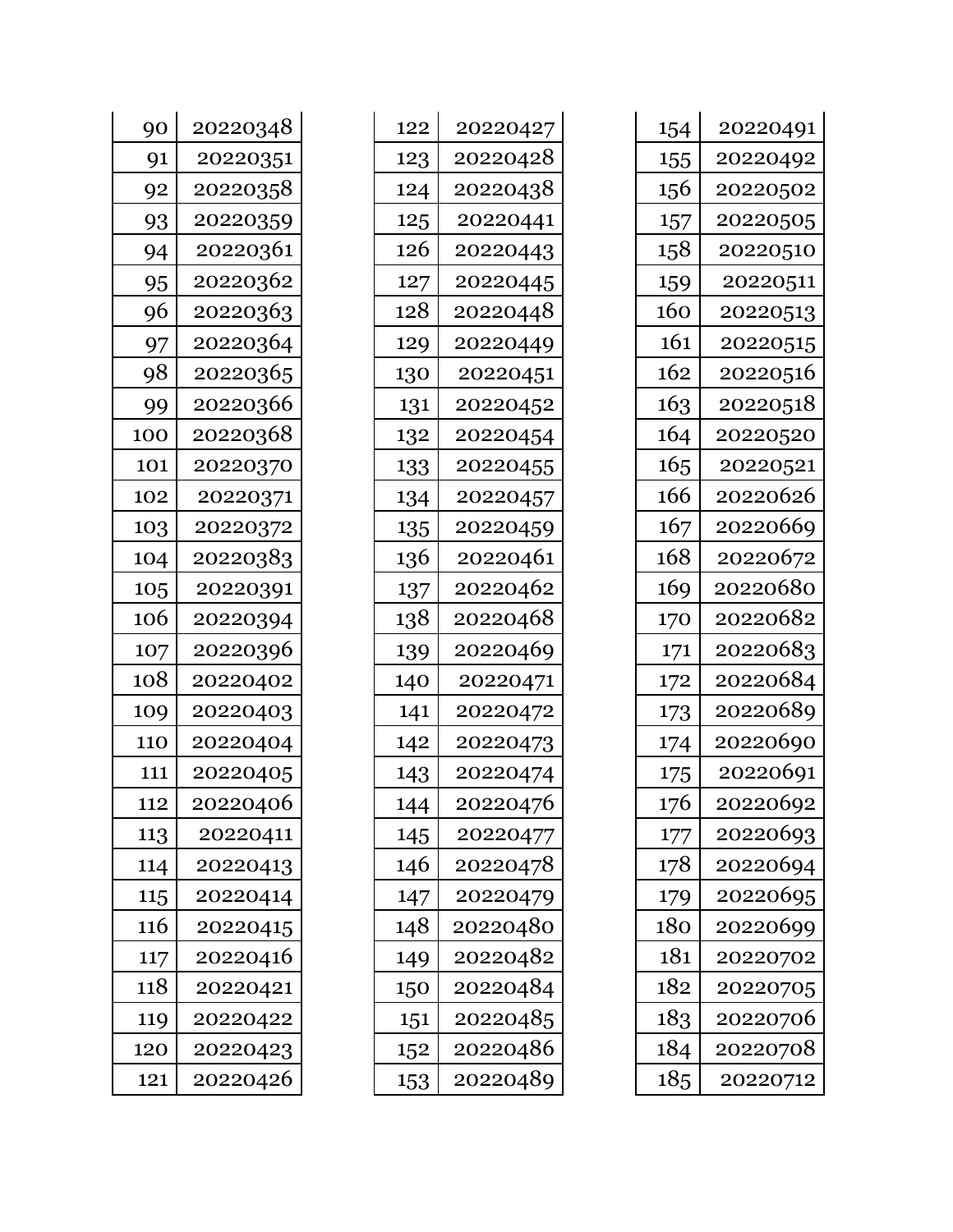| 90 | 20220348 |
|---|---|
| 91 | 20220351 |
| 92 | 20220358 |
| 93 | 20220359 |
| 94 | 20220361 |
| 95 | 20220362 |
| 96 | 20220363 |
| 97 | 20220364 |
| 98 | 20220365 |
| 99 | 20220366 |
| 100 | 20220368 |
| 101 | 20220370 |
| 102 | 20220371 |
| 103 | 20220372 |
| 104 | 20220383 |
| 105 | 20220391 |
| 106 | 20220394 |
| 107 | 20220396 |
| 108 | 20220402 |
| 109 | 20220403 |
| 110 | 20220404 |
| 111 | 20220405 |
| 112 | 20220406 |
| 113 | 20220411 |
| 114 | 20220413 |
| 115 | 20220414 |
| 116 | 20220415 |
| 117 | 20220416 |
| 118 | 20220421 |
| 119 | 20220422 |
| 120 | 20220423 |
| 121 | 20220426 |
| 122 | 20220427 |
| 123 | 20220428 |
| 124 | 20220438 |
| 125 | 20220441 |
| 126 | 20220443 |
| 127 | 20220445 |
| 128 | 20220448 |
| 129 | 20220449 |
| 130 | 20220451 |
| 131 | 20220452 |
| 132 | 20220454 |
| 133 | 20220455 |
| 134 | 20220457 |
| 135 | 20220459 |
| 136 | 20220461 |
| 137 | 20220462 |
| 138 | 20220468 |
| 139 | 20220469 |
| 140 | 20220471 |
| 141 | 20220472 |
| 142 | 20220473 |
| 143 | 20220474 |
| 144 | 20220476 |
| 145 | 20220477 |
| 146 | 20220478 |
| 147 | 20220479 |
| 148 | 20220480 |
| 149 | 20220482 |
| 150 | 20220484 |
| 151 | 20220485 |
| 152 | 20220486 |
| 153 | 20220489 |
| 154 | 20220491 |
| 155 | 20220492 |
| 156 | 20220502 |
| 157 | 20220505 |
| 158 | 20220510 |
| 159 | 20220511 |
| 160 | 20220513 |
| 161 | 20220515 |
| 162 | 20220516 |
| 163 | 20220518 |
| 164 | 20220520 |
| 165 | 20220521 |
| 166 | 20220626 |
| 167 | 20220669 |
| 168 | 20220672 |
| 169 | 20220680 |
| 170 | 20220682 |
| 171 | 20220683 |
| 172 | 20220684 |
| 173 | 20220689 |
| 174 | 20220690 |
| 175 | 20220691 |
| 176 | 20220692 |
| 177 | 20220693 |
| 178 | 20220694 |
| 179 | 20220695 |
| 180 | 20220699 |
| 181 | 20220702 |
| 182 | 20220705 |
| 183 | 20220706 |
| 184 | 20220708 |
| 185 | 20220712 |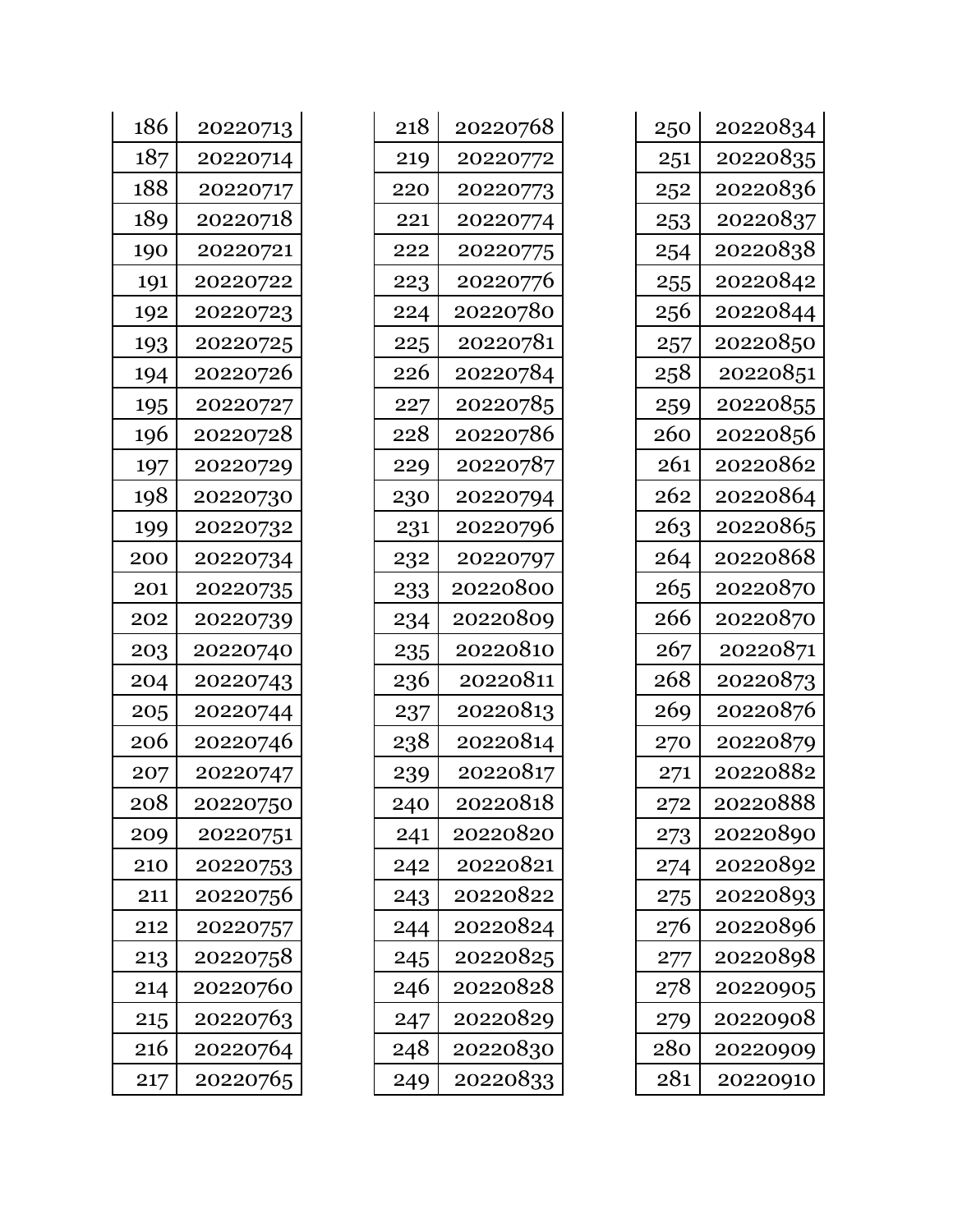| | |
|---|---|
| 186 | 20220713 |
| 187 | 20220714 |
| 188 | 20220717 |
| 189 | 20220718 |
| 190 | 20220721 |
| 191 | 20220722 |
| 192 | 20220723 |
| 193 | 20220725 |
| 194 | 20220726 |
| 195 | 20220727 |
| 196 | 20220728 |
| 197 | 20220729 |
| 198 | 20220730 |
| 199 | 20220732 |
| 200 | 20220734 |
| 201 | 20220735 |
| 202 | 20220739 |
| 203 | 20220740 |
| 204 | 20220743 |
| 205 | 20220744 |
| 206 | 20220746 |
| 207 | 20220747 |
| 208 | 20220750 |
| 209 | 20220751 |
| 210 | 20220753 |
| 211 | 20220756 |
| 212 | 20220757 |
| 213 | 20220758 |
| 214 | 20220760 |
| 215 | 20220763 |
| 216 | 20220764 |
| 217 | 20220765 |
| 218 | 20220768 |
| 219 | 20220772 |
| 220 | 20220773 |
| 221 | 20220774 |
| 222 | 20220775 |
| 223 | 20220776 |
| 224 | 20220780 |
| 225 | 20220781 |
| 226 | 20220784 |
| 227 | 20220785 |
| 228 | 20220786 |
| 229 | 20220787 |
| 230 | 20220794 |
| 231 | 20220796 |
| 232 | 20220797 |
| 233 | 20220800 |
| 234 | 20220809 |
| 235 | 20220810 |
| 236 | 20220811 |
| 237 | 20220813 |
| 238 | 20220814 |
| 239 | 20220817 |
| 240 | 20220818 |
| 241 | 20220820 |
| 242 | 20220821 |
| 243 | 20220822 |
| 244 | 20220824 |
| 245 | 20220825 |
| 246 | 20220828 |
| 247 | 20220829 |
| 248 | 20220830 |
| 249 | 20220833 |
| 250 | 20220834 |
| 251 | 20220835 |
| 252 | 20220836 |
| 253 | 20220837 |
| 254 | 20220838 |
| 255 | 20220842 |
| 256 | 20220844 |
| 257 | 20220850 |
| 258 | 20220851 |
| 259 | 20220855 |
| 260 | 20220856 |
| 261 | 20220862 |
| 262 | 20220864 |
| 263 | 20220865 |
| 264 | 20220868 |
| 265 | 20220870 |
| 266 | 20220870 |
| 267 | 20220871 |
| 268 | 20220873 |
| 269 | 20220876 |
| 270 | 20220879 |
| 271 | 20220882 |
| 272 | 20220888 |
| 273 | 20220890 |
| 274 | 20220892 |
| 275 | 20220893 |
| 276 | 20220896 |
| 277 | 20220898 |
| 278 | 20220905 |
| 279 | 20220908 |
| 280 | 20220909 |
| 281 | 20220910 |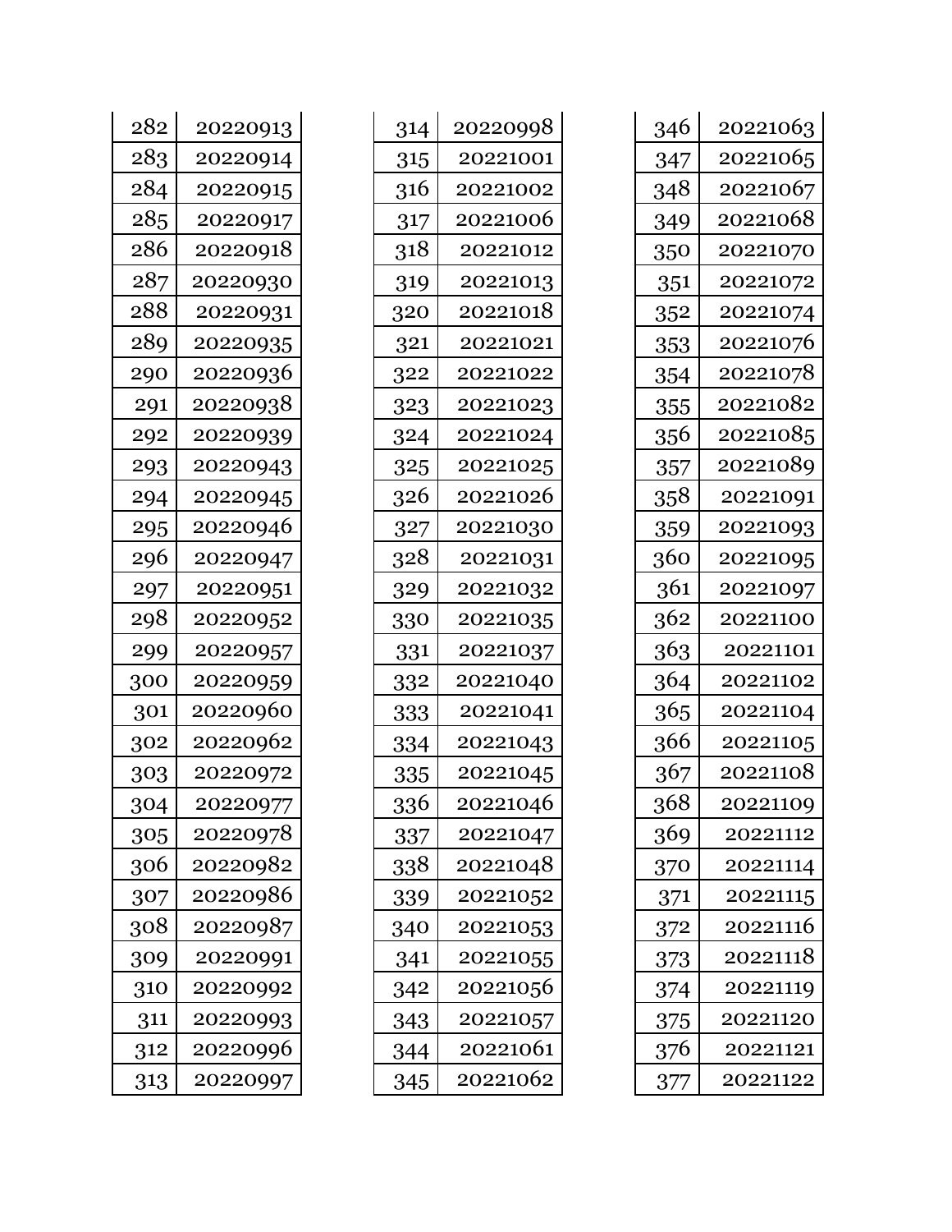| | |
|---|---|
| 282 | 20220913 |
| 283 | 20220914 |
| 284 | 20220915 |
| 285 | 20220917 |
| 286 | 20220918 |
| 287 | 20220930 |
| 288 | 20220931 |
| 289 | 20220935 |
| 290 | 20220936 |
| 291 | 20220938 |
| 292 | 20220939 |
| 293 | 20220943 |
| 294 | 20220945 |
| 295 | 20220946 |
| 296 | 20220947 |
| 297 | 20220951 |
| 298 | 20220952 |
| 299 | 20220957 |
| 300 | 20220959 |
| 301 | 20220960 |
| 302 | 20220962 |
| 303 | 20220972 |
| 304 | 20220977 |
| 305 | 20220978 |
| 306 | 20220982 |
| 307 | 20220986 |
| 308 | 20220987 |
| 309 | 20220991 |
| 310 | 20220992 |
| 311 | 20220993 |
| 312 | 20220996 |
| 313 | 20220997 |
| 314 | 20220998 |
| 315 | 20221001 |
| 316 | 20221002 |
| 317 | 20221006 |
| 318 | 20221012 |
| 319 | 20221013 |
| 320 | 20221018 |
| 321 | 20221021 |
| 322 | 20221022 |
| 323 | 20221023 |
| 324 | 20221024 |
| 325 | 20221025 |
| 326 | 20221026 |
| 327 | 20221030 |
| 328 | 20221031 |
| 329 | 20221032 |
| 330 | 20221035 |
| 331 | 20221037 |
| 332 | 20221040 |
| 333 | 20221041 |
| 334 | 20221043 |
| 335 | 20221045 |
| 336 | 20221046 |
| 337 | 20221047 |
| 338 | 20221048 |
| 339 | 20221052 |
| 340 | 20221053 |
| 341 | 20221055 |
| 342 | 20221056 |
| 343 | 20221057 |
| 344 | 20221061 |
| 345 | 20221062 |
| 346 | 20221063 |
| 347 | 20221065 |
| 348 | 20221067 |
| 349 | 20221068 |
| 350 | 20221070 |
| 351 | 20221072 |
| 352 | 20221074 |
| 353 | 20221076 |
| 354 | 20221078 |
| 355 | 20221082 |
| 356 | 20221085 |
| 357 | 20221089 |
| 358 | 20221091 |
| 359 | 20221093 |
| 360 | 20221095 |
| 361 | 20221097 |
| 362 | 20221100 |
| 363 | 20221101 |
| 364 | 20221102 |
| 365 | 20221104 |
| 366 | 20221105 |
| 367 | 20221108 |
| 368 | 20221109 |
| 369 | 20221112 |
| 370 | 20221114 |
| 371 | 20221115 |
| 372 | 20221116 |
| 373 | 20221118 |
| 374 | 20221119 |
| 375 | 20221120 |
| 376 | 20221121 |
| 377 | 20221122 |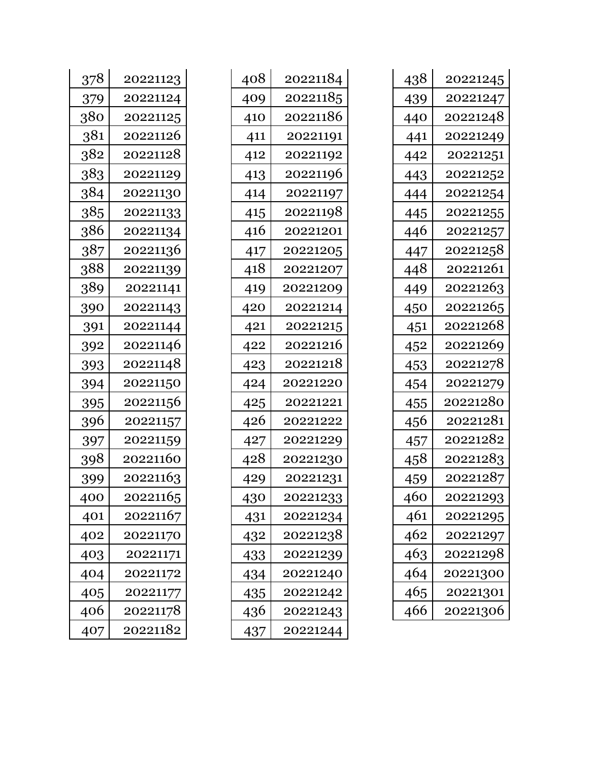| | |
|---|---|
| 378 | 20221123 |
| 379 | 20221124 |
| 380 | 20221125 |
| 381 | 20221126 |
| 382 | 20221128 |
| 383 | 20221129 |
| 384 | 20221130 |
| 385 | 20221133 |
| 386 | 20221134 |
| 387 | 20221136 |
| 388 | 20221139 |
| 389 | 20221141 |
| 390 | 20221143 |
| 391 | 20221144 |
| 392 | 20221146 |
| 393 | 20221148 |
| 394 | 20221150 |
| 395 | 20221156 |
| 396 | 20221157 |
| 397 | 20221159 |
| 398 | 20221160 |
| 399 | 20221163 |
| 400 | 20221165 |
| 401 | 20221167 |
| 402 | 20221170 |
| 403 | 20221171 |
| 404 | 20221172 |
| 405 | 20221177 |
| 406 | 20221178 |
| 407 | 20221182 |
| 408 | 20221184 |
| 409 | 20221185 |
| 410 | 20221186 |
| 411 | 20221191 |
| 412 | 20221192 |
| 413 | 20221196 |
| 414 | 20221197 |
| 415 | 20221198 |
| 416 | 20221201 |
| 417 | 20221205 |
| 418 | 20221207 |
| 419 | 20221209 |
| 420 | 20221214 |
| 421 | 20221215 |
| 422 | 20221216 |
| 423 | 20221218 |
| 424 | 20221220 |
| 425 | 20221221 |
| 426 | 20221222 |
| 427 | 20221229 |
| 428 | 20221230 |
| 429 | 20221231 |
| 430 | 20221233 |
| 431 | 20221234 |
| 432 | 20221238 |
| 433 | 20221239 |
| 434 | 20221240 |
| 435 | 20221242 |
| 436 | 20221243 |
| 437 | 20221244 |
| 438 | 20221245 |
| 439 | 20221247 |
| 440 | 20221248 |
| 441 | 20221249 |
| 442 | 20221251 |
| 443 | 20221252 |
| 444 | 20221254 |
| 445 | 20221255 |
| 446 | 20221257 |
| 447 | 20221258 |
| 448 | 20221261 |
| 449 | 20221263 |
| 450 | 20221265 |
| 451 | 20221268 |
| 452 | 20221269 |
| 453 | 20221278 |
| 454 | 20221279 |
| 455 | 20221280 |
| 456 | 20221281 |
| 457 | 20221282 |
| 458 | 20221283 |
| 459 | 20221287 |
| 460 | 20221293 |
| 461 | 20221295 |
| 462 | 20221297 |
| 463 | 20221298 |
| 464 | 20221300 |
| 465 | 20221301 |
| 466 | 20221306 |